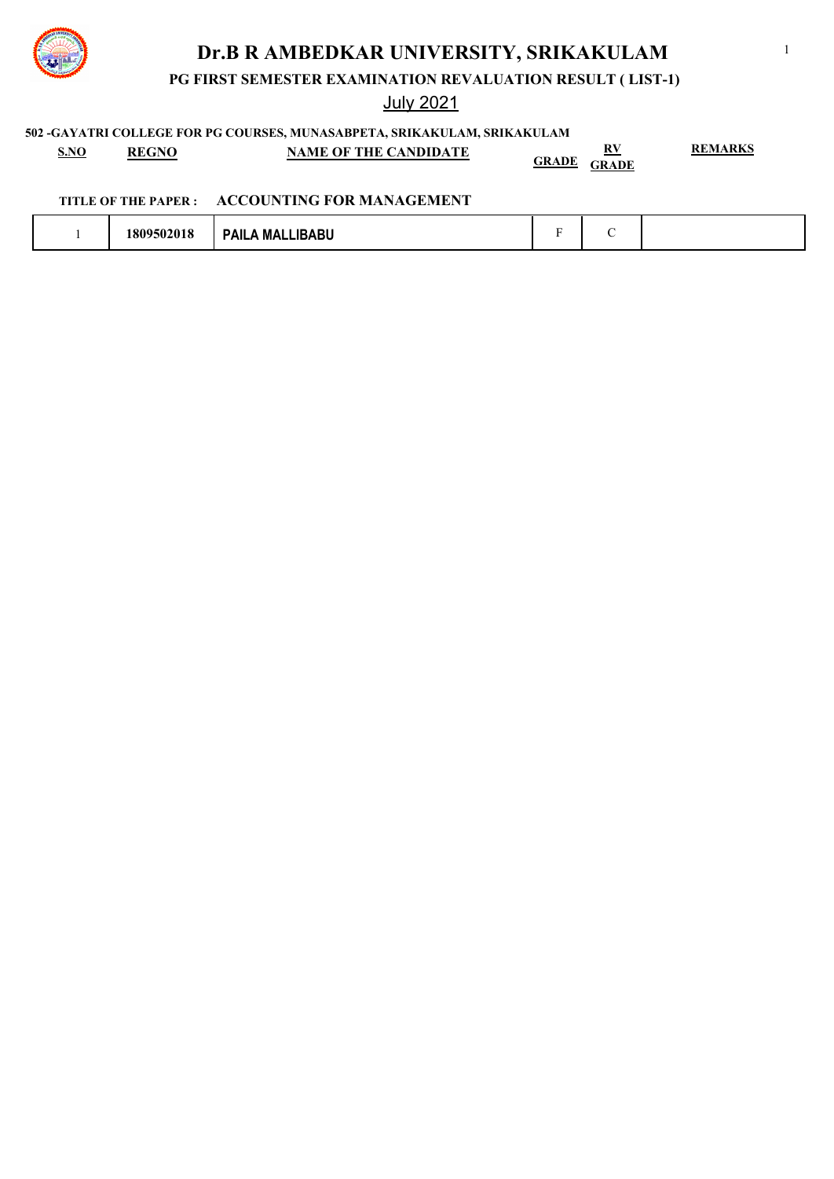# Dr.B R AMBEDKAR UNIVERSITY, SRIKAKULAM

**PG FIRST SEMESTER EXAMINATION REVALUATION RESULT ( LIST-1)**

July 2021

**502 -GAYATRI COLLEGE FOR PG COURSES, MUNASABPETA, SRIKAKULAM, SRIKAKULAM**

**TITLE OF THE PAPER : ACCOUNTING FOR MANAGEMENT**

| S.NO | REGNO | NAME OF THE CANDIDATE | GRADE | RV GRADE | REMARKS |
|---|---|---|---|---|---|
| 1 | 1809502018 | PAILA MALLIBABU | F | C | |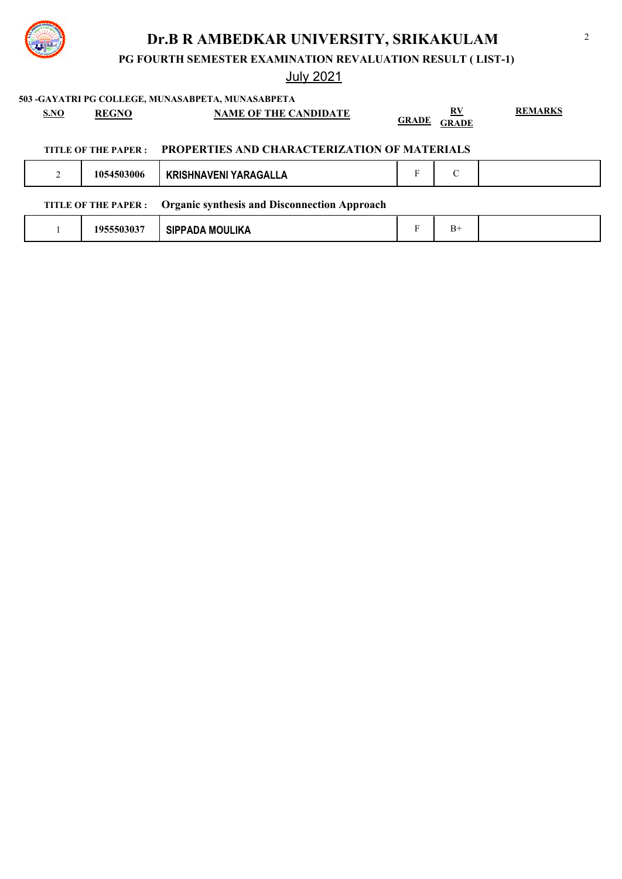# Dr.B R AMBEDKAR UNIVERSITY, SRIKAKULAM

**PG FOURTH SEMESTER EXAMINATION REVALUATION RESULT ( LIST-1)**

July 2021

**503 -GAYATRI PG COLLEGE, MUNASABPETA, MUNASABPETA**

**TITLE OF THE PAPER : PROPERTIES AND CHARACTERIZATION OF MATERIALS**

| S.NO | REGNO | NAME OF THE CANDIDATE | GRADE | RV GRADE | REMARKS |
|---|---|---|---|---|---|
| 2 | 1054503006 | KRISHNAVENI YARAGALLA | F | C | |

**TITLE OF THE PAPER : Organic synthesis and Disconnection Approach**

| S.NO | REGNO | NAME OF THE CANDIDATE | GRADE | RV GRADE | REMARKS |
|---|---|---|---|---|---|
| 1 | 1955503037 | SIPPADA MOULIKA | F | B+ | |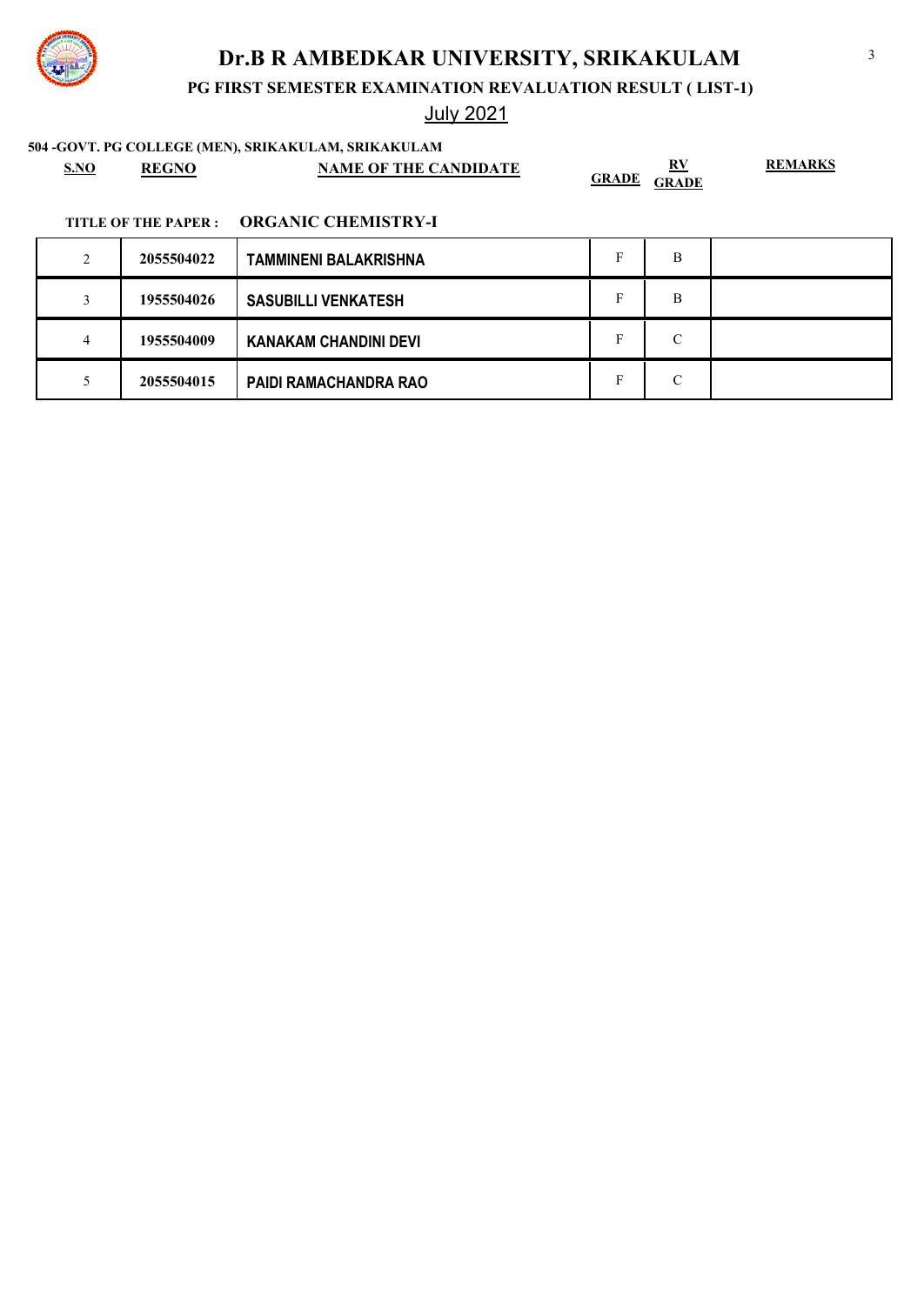# Dr.B R AMBEDKAR UNIVERSITY, SRIKAKULAM

## PG FIRST SEMESTER EXAMINATION REVALUATION RESULT ( LIST-1)

July 2021

**504 -GOVT. PG COLLEGE (MEN), SRIKAKULAM, SRIKAKULAM**

**TITLE OF THE PAPER : ORGANIC CHEMISTRY-I**

| S.NO | REGNO | NAME OF THE CANDIDATE | GRADE | RV GRADE | REMARKS |
|---|---|---|---|---|---|
| 2 | 2055504022 | TAMMINENI BALAKRISHNA | F | B | |
| 3 | 1955504026 | SASUBILLI VENKATESH | F | B | |
| 4 | 1955504009 | KANAKAM CHANDINI DEVI | F | C | |
| 5 | 2055504015 | PAIDI RAMACHANDRA RAO | F | C | |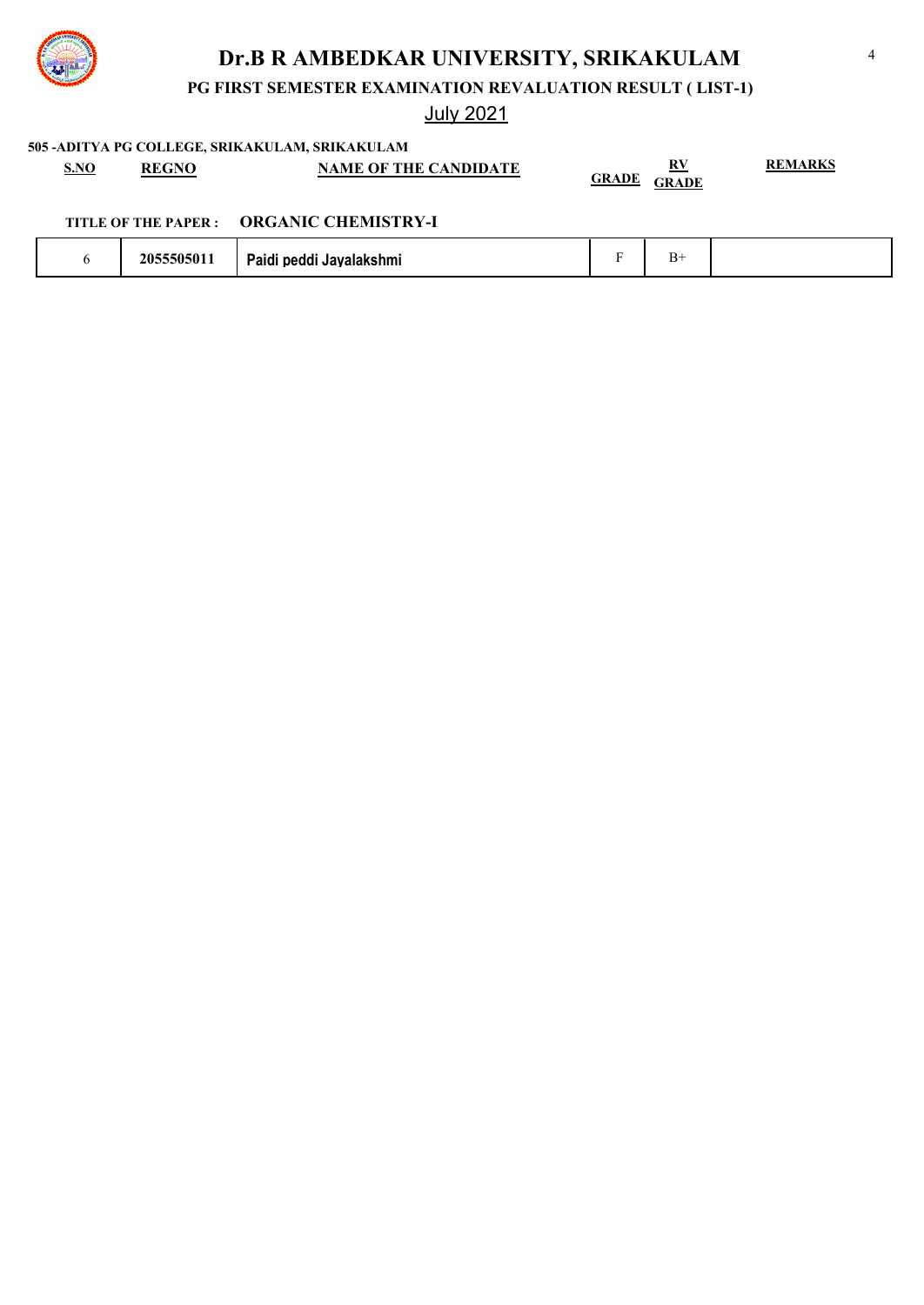# Dr.B R AMBEDKAR UNIVERSITY, SRIKAKULAM

**PG FIRST SEMESTER EXAMINATION REVALUATION RESULT ( LIST-1)**

July 2021

**505 -ADITYA PG COLLEGE, SRIKAKULAM, SRIKAKULAM**

**TITLE OF THE PAPER : ORGANIC CHEMISTRY-I**

| S.NO | REGNO | NAME OF THE CANDIDATE | GRADE | RV GRADE | REMARKS |
|---|---|---|---|---|---|
| 6 | 2055505011 | Paidi peddi Jayalakshmi | F | B+ | |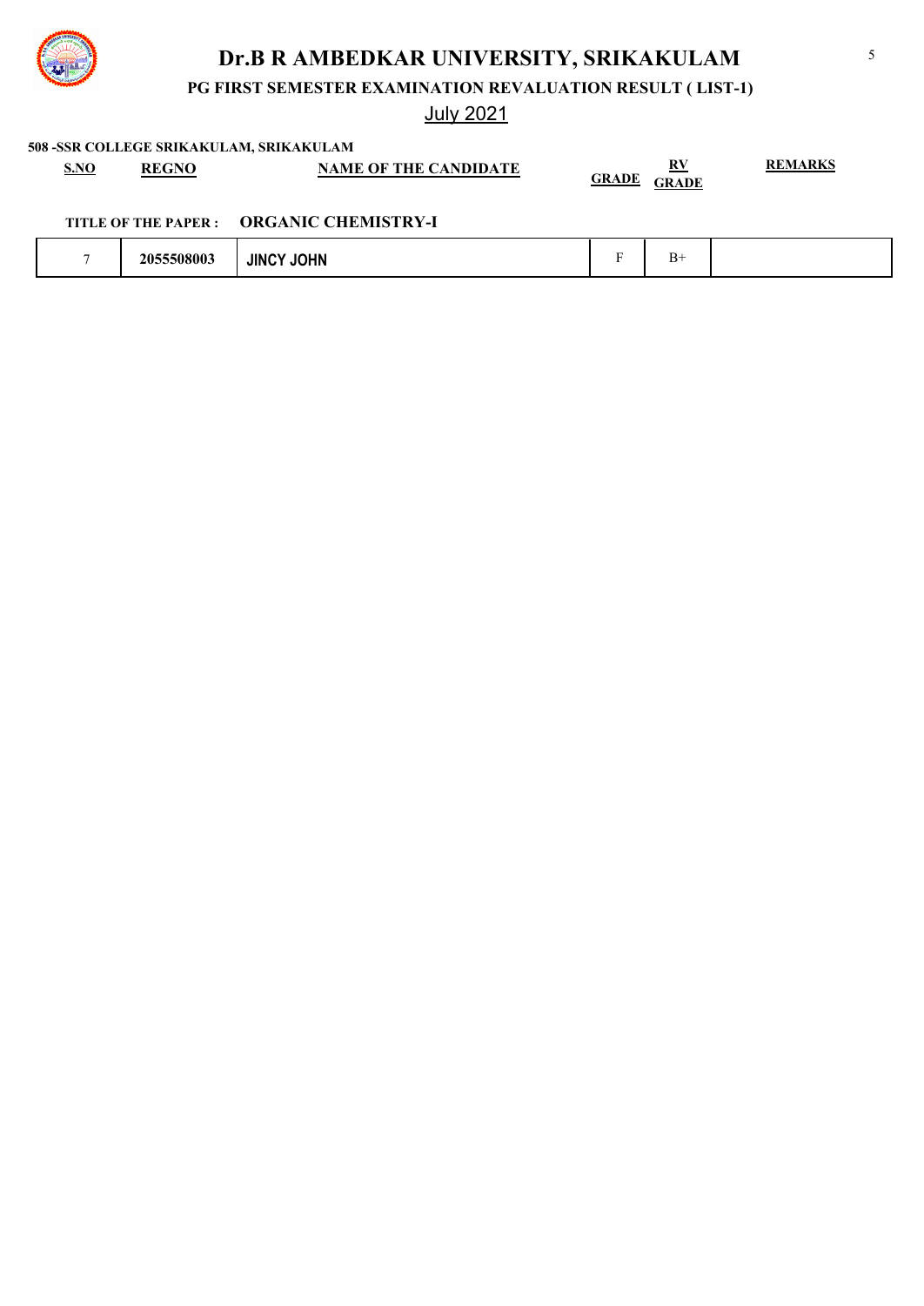# Dr.B R AMBEDKAR UNIVERSITY, SRIKAKULAM

## PG FIRST SEMESTER EXAMINATION REVALUATION RESULT ( LIST-1)

July 2021

**508 -SSR COLLEGE SRIKAKULAM, SRIKAKULAM**

**TITLE OF THE PAPER : ORGANIC CHEMISTRY-I**

| S.NO | REGNO | NAME OF THE CANDIDATE | GRADE | RV GRADE | REMARKS |
|---|---|---|---|---|---|
| 7 | 2055508003 | JINCY JOHN | F | B+ | |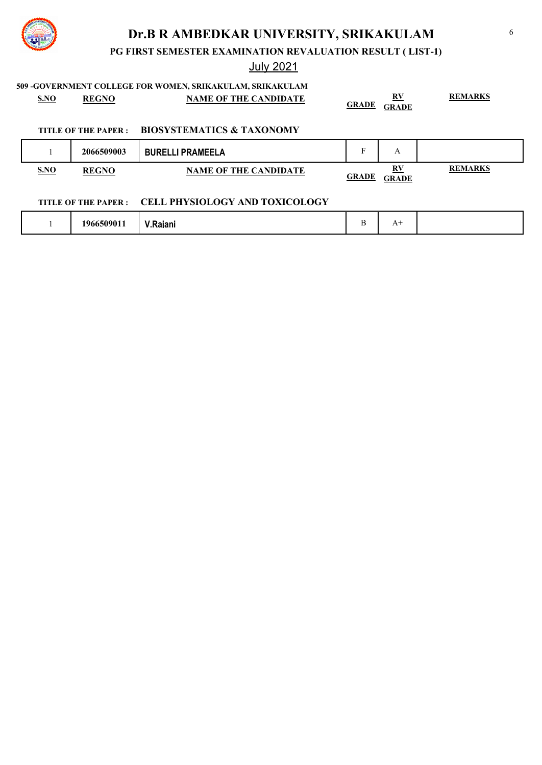# Dr.B R AMBEDKAR UNIVERSITY, SRIKAKULAM

**PG FIRST SEMESTER EXAMINATION REVALUATION RESULT ( LIST-1)**

July 2021

**509 -GOVERNMENT COLLEGE FOR WOMEN, SRIKAKULAM, SRIKAKULAM**

**TITLE OF THE PAPER : BIOSYSTEMATICS & TAXONOMY**

| S.NO | REGNO | NAME OF THE CANDIDATE | GRADE | RV GRADE | REMARKS |
|---|---|---|---|---|---|
| 1 | 2066509003 | BURELLI PRAMEELA | F | A | |

**TITLE OF THE PAPER : CELL PHYSIOLOGY AND TOXICOLOGY**

| S.NO | REGNO | NAME OF THE CANDIDATE | GRADE | RV GRADE | REMARKS |
|---|---|---|---|---|---|
| 1 | 1966509011 | V.Rajani | B | A+ | |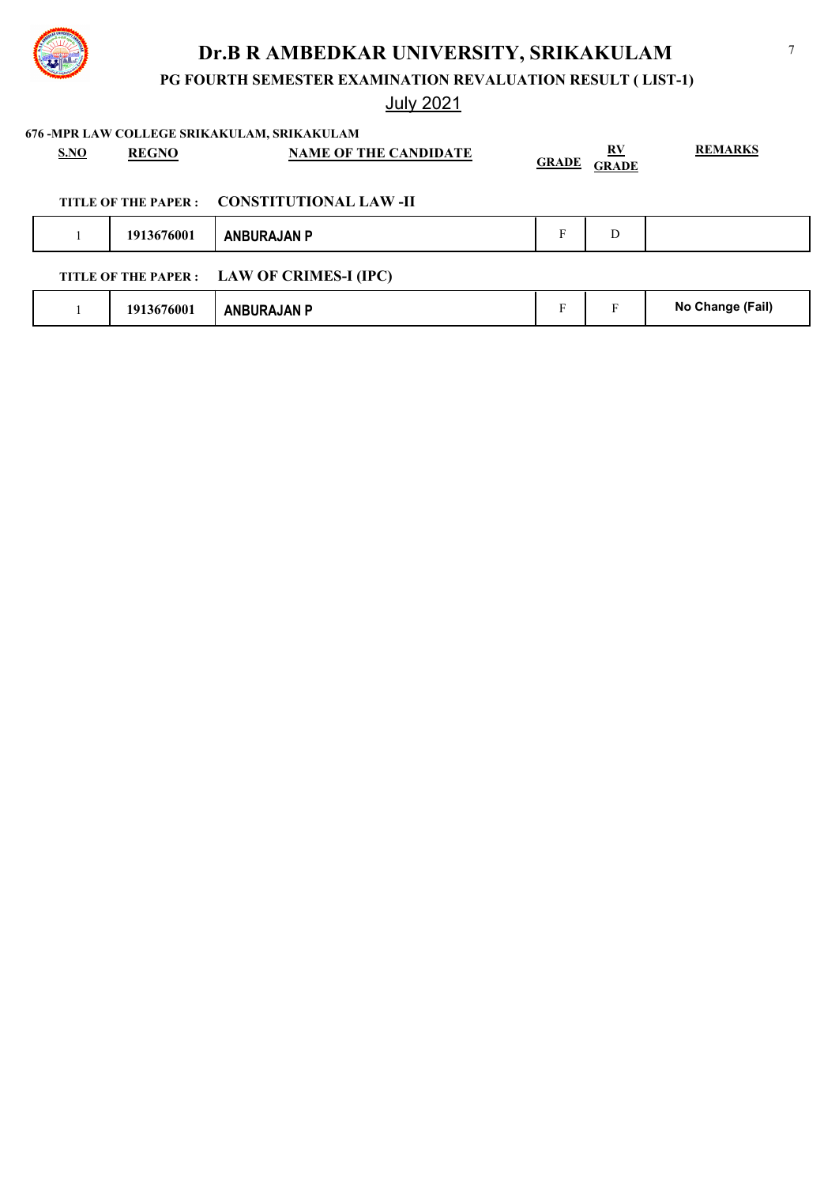# Dr.B R AMBEDKAR UNIVERSITY, SRIKAKULAM

## PG FOURTH SEMESTER EXAMINATION REVALUATION RESULT ( LIST-1)

July 2021

**676 -MPR LAW COLLEGE SRIKAKULAM, SRIKAKULAM**

**TITLE OF THE PAPER : CONSTITUTIONAL LAW -II**

| S.NO | REGNO | NAME OF THE CANDIDATE | GRADE | RV GRADE | REMARKS |
|---|---|---|---|---|---|
| 1 | 1913676001 | ANBURAJAN P | F | D | |

**TITLE OF THE PAPER : LAW OF CRIMES-I (IPC)**

| S.NO | REGNO | NAME OF THE CANDIDATE | GRADE | RV GRADE | REMARKS |
|---|---|---|---|---|---|
| 1 | 1913676001 | ANBURAJAN P | F | F | No Change (Fail) |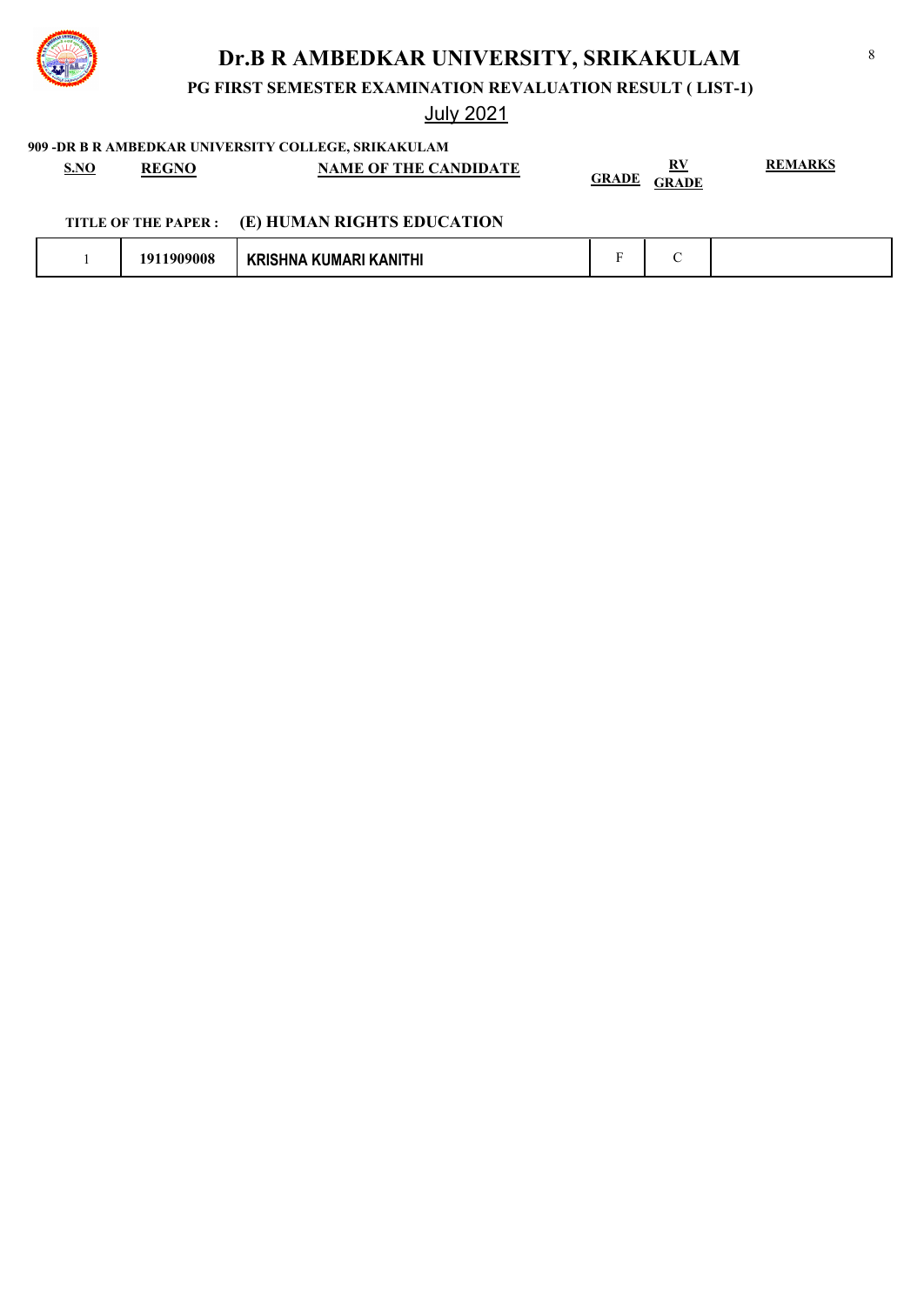# Dr.B R AMBEDKAR UNIVERSITY, SRIKAKULAM

## PG FIRST SEMESTER EXAMINATION REVALUATION RESULT ( LIST-1)

July 2021

**909 -DR B R AMBEDKAR UNIVERSITY COLLEGE, SRIKAKULAM**

**TITLE OF THE PAPER : (E) HUMAN RIGHTS EDUCATION**

| S.NO | REGNO | NAME OF THE CANDIDATE | GRADE | RV GRADE | REMARKS |
|---|---|---|---|---|---|
| 1 | 1911909008 | KRISHNA KUMARI KANITHI | F | C | |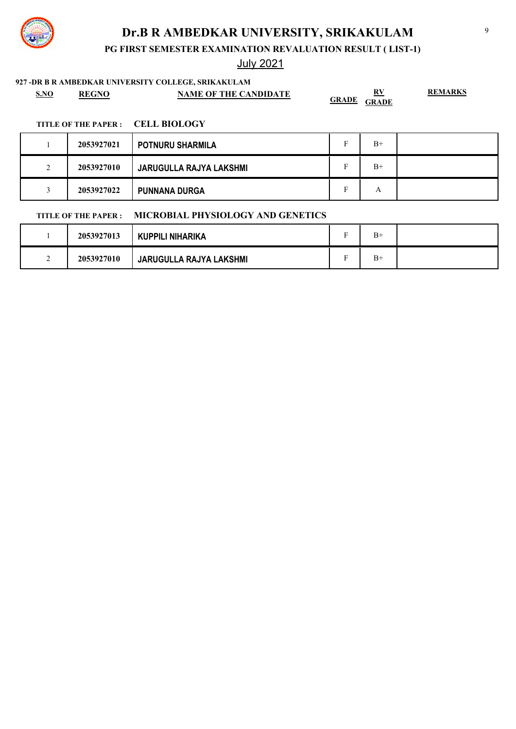# Dr.B R AMBEDKAR UNIVERSITY, SRIKAKULAM

**PG FIRST SEMESTER EXAMINATION REVALUATION RESULT ( LIST-1)**

July 2021

**927 -DR B R AMBEDKAR UNIVERSITY COLLEGE, SRIKAKULAM**

**TITLE OF THE PAPER : CELL BIOLOGY**

| S.NO | REGNO | NAME OF THE CANDIDATE | GRADE | RV GRADE | REMARKS |
|---|---|---|---|---|---|
| 1 | 2053927021 | POTNURU SHARMILA | F | B+ | |
| 2 | 2053927010 | JARUGULLA RAJYA LAKSHMI | F | B+ | |
| 3 | 2053927022 | PUNNANA DURGA | F | A | |

**TITLE OF THE PAPER : MICROBIAL PHYSIOLOGY AND GENETICS**

| S.NO | REGNO | NAME OF THE CANDIDATE | GRADE | RV GRADE | REMARKS |
|---|---|---|---|---|---|
| 1 | 2053927013 | KUPPILI NIHARIKA | F | B+ | |
| 2 | 2053927010 | JARUGULLA RAJYA LAKSHMI | F | B+ | |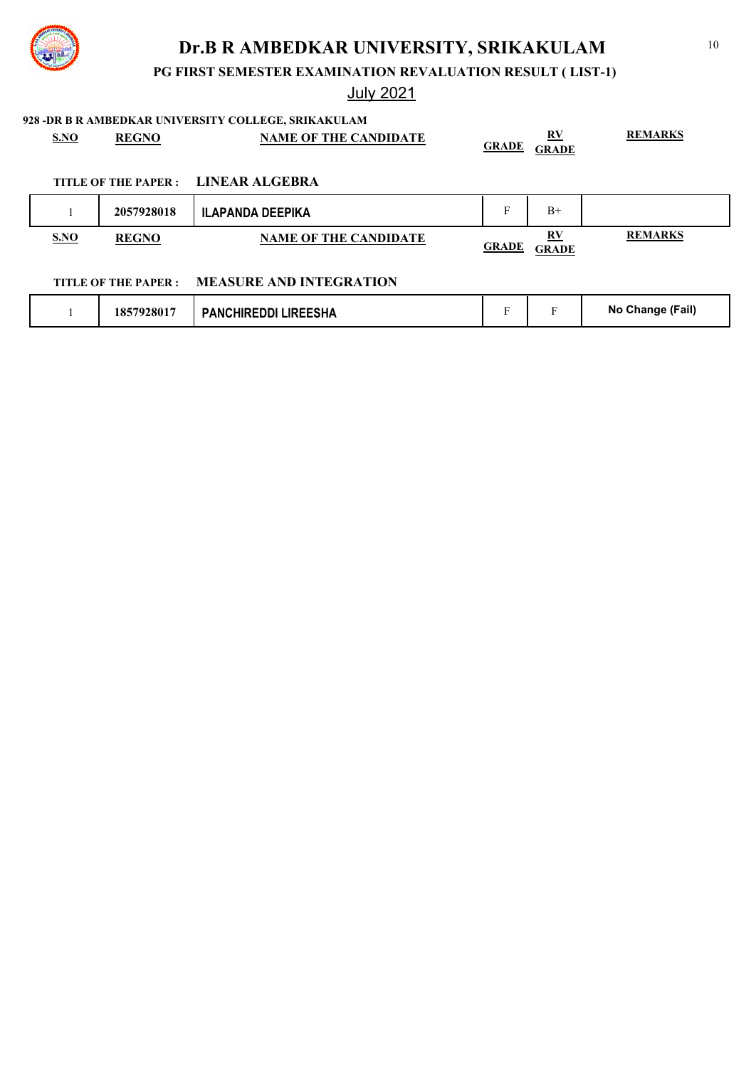# Dr.B R AMBEDKAR UNIVERSITY, SRIKAKULAM

## PG FIRST SEMESTER EXAMINATION REVALUATION RESULT ( LIST-1)

July 2021

**928 -DR B R AMBEDKAR UNIVERSITY COLLEGE, SRIKAKULAM**

**TITLE OF THE PAPER : LINEAR ALGEBRA**

| S.NO | REGNO | NAME OF THE CANDIDATE | GRADE | RV GRADE | REMARKS |
|---|---|---|---|---|---|
| 1 | 2057928018 | ILAPANDA DEEPIKA | F | B+ | |

**TITLE OF THE PAPER : MEASURE AND INTEGRATION**

| S.NO | REGNO | NAME OF THE CANDIDATE | GRADE | RV GRADE | REMARKS |
|---|---|---|---|---|---|
| 1 | 1857928017 | PANCHIREDDI LIREESHA | F | F | No Change (Fail) |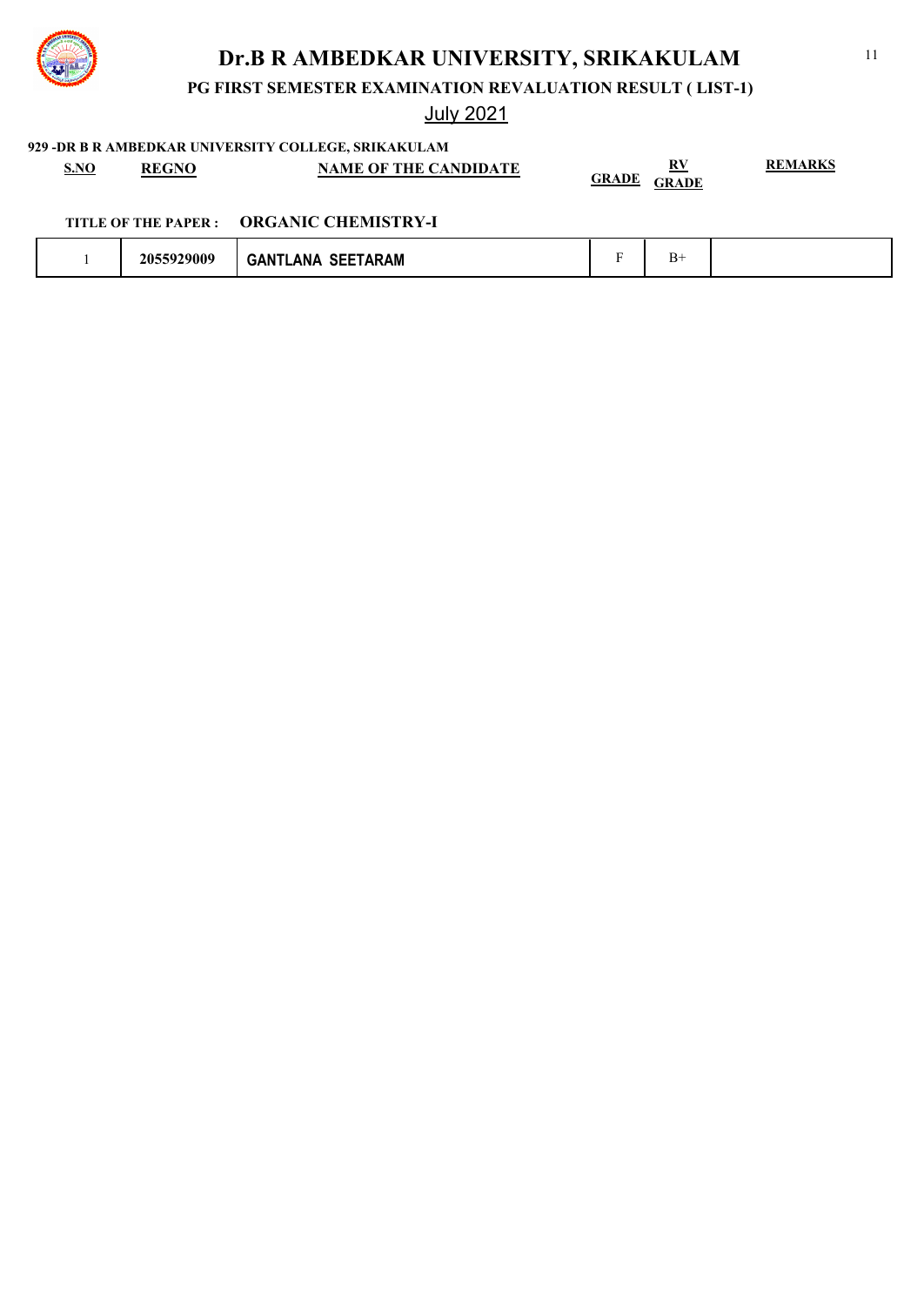# Dr.B R AMBEDKAR UNIVERSITY, SRIKAKULAM

**PG FIRST SEMESTER EXAMINATION REVALUATION RESULT ( LIST-1)**

July 2021

**929 -DR B R AMBEDKAR UNIVERSITY COLLEGE, SRIKAKULAM**

**TITLE OF THE PAPER : ORGANIC CHEMISTRY-I**

| S.NO | REGNO | NAME OF THE CANDIDATE | GRADE | RV GRADE | REMARKS |
|---|---|---|---|---|---|
| 1 | 2055929009 | GANTLANA SEETARAM | F | B+ | |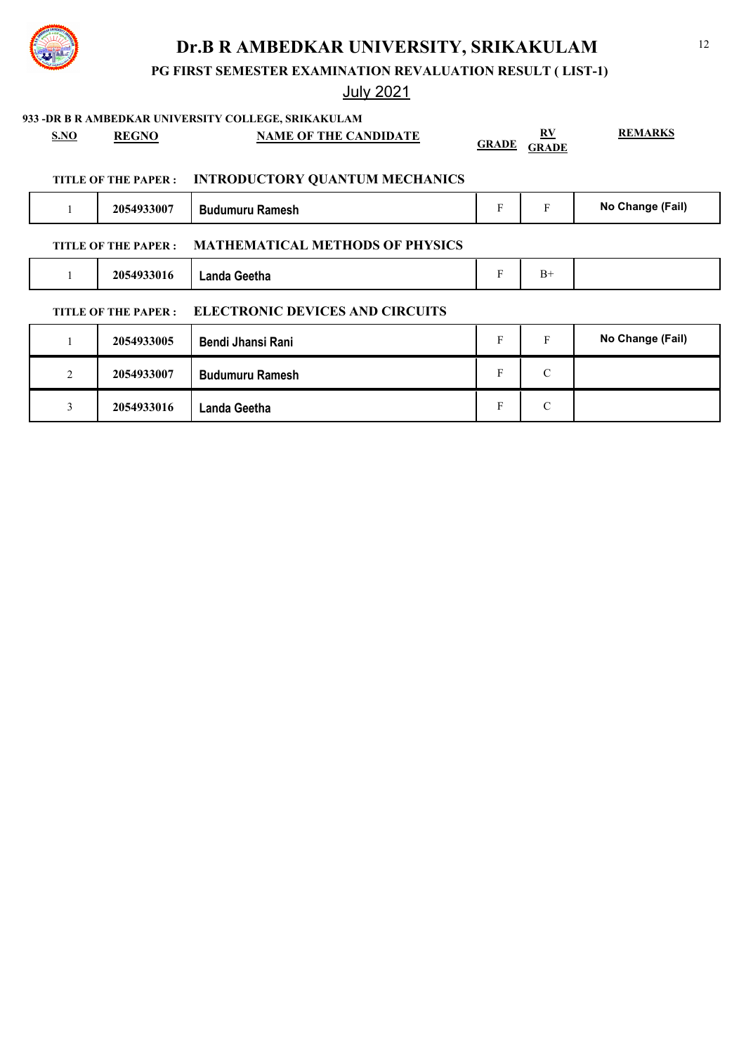# Dr.B R AMBEDKAR UNIVERSITY, SRIKAKULAM

## PG FIRST SEMESTER EXAMINATION REVALUATION RESULT ( LIST-1)

July 2021

**933 -DR B R AMBEDKAR UNIVERSITY COLLEGE, SRIKAKULAM**

**TITLE OF THE PAPER : INTRODUCTORY QUANTUM MECHANICS**

| S.NO | REGNO | NAME OF THE CANDIDATE | GRADE | RV GRADE | REMARKS |
|---|---|---|---|---|---|
| 1 | 2054933007 | Budumuru Ramesh | F | F | No Change (Fail) |

**TITLE OF THE PAPER : MATHEMATICAL METHODS OF PHYSICS**

| S.NO | REGNO | NAME OF THE CANDIDATE | GRADE | RV GRADE | REMARKS |
|---|---|---|---|---|---|
| 1 | 2054933016 | Landa Geetha | F | B+ | |

**TITLE OF THE PAPER : ELECTRONIC DEVICES AND CIRCUITS**

| S.NO | REGNO | NAME OF THE CANDIDATE | GRADE | RV GRADE | REMARKS |
|---|---|---|---|---|---|
| 1 | 2054933005 | Bendi Jhansi Rani | F | F | No Change (Fail) |
| 2 | 2054933007 | Budumuru Ramesh | F | C | |
| 3 | 2054933016 | Landa Geetha | F | C | |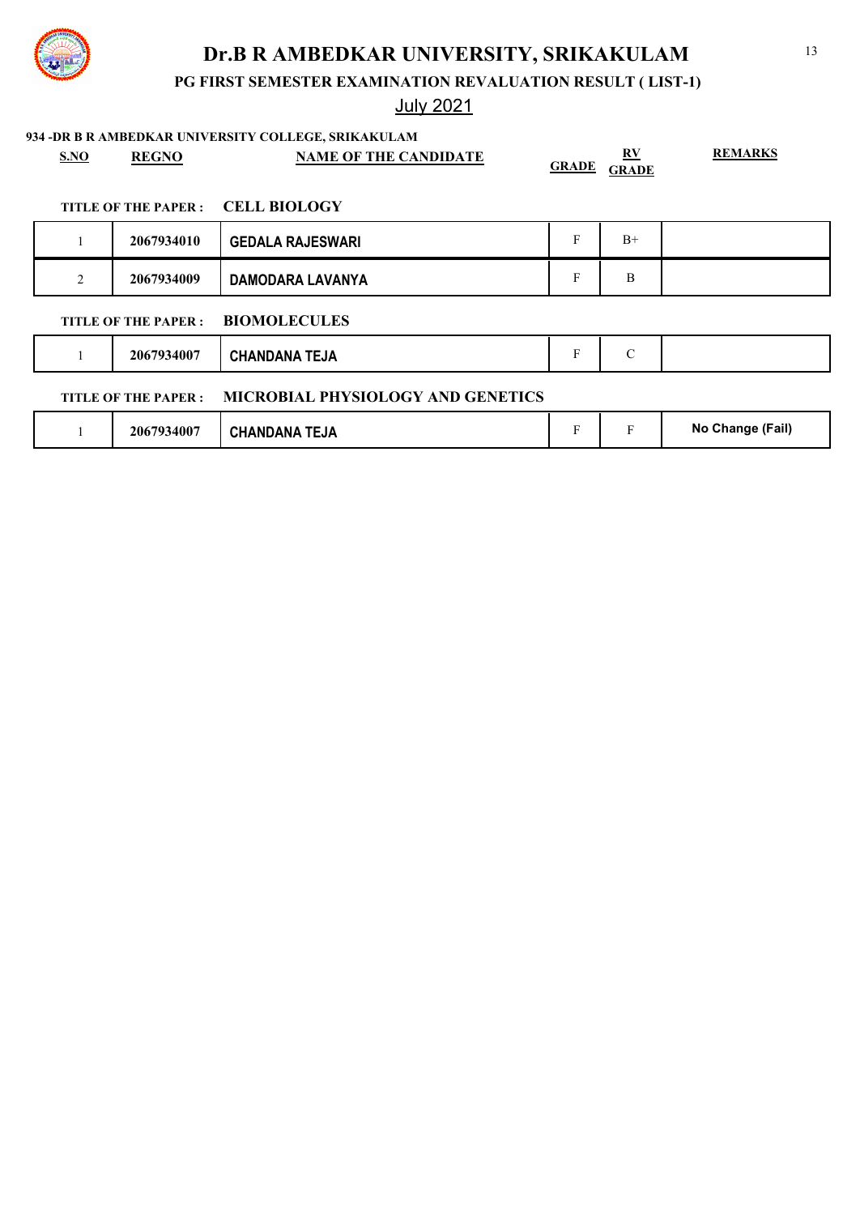# Dr.B R AMBEDKAR UNIVERSITY, SRIKAKULAM

**PG FIRST SEMESTER EXAMINATION REVALUATION RESULT ( LIST-1)**

July 2021

**934 -DR B R AMBEDKAR UNIVERSITY COLLEGE, SRIKAKULAM**

**TITLE OF THE PAPER : CELL BIOLOGY**

| S.NO | REGNO | NAME OF THE CANDIDATE | GRADE | RV GRADE | REMARKS |
|---|---|---|---|---|---|
| 1 | 2067934010 | GEDALA RAJESWARI | F | B+ | |
| 2 | 2067934009 | DAMODARA LAVANYA | F | B | |

**TITLE OF THE PAPER : BIOMOLECULES**

| S.NO | REGNO | NAME OF THE CANDIDATE | GRADE | RV GRADE | REMARKS |
|---|---|---|---|---|---|
| 1 | 2067934007 | CHANDANA TEJA | F | C | |

**TITLE OF THE PAPER : MICROBIAL PHYSIOLOGY AND GENETICS**

| S.NO | REGNO | NAME OF THE CANDIDATE | GRADE | RV GRADE | REMARKS |
|---|---|---|---|---|---|
| 1 | 2067934007 | CHANDANA TEJA | F | F | No Change (Fail) |